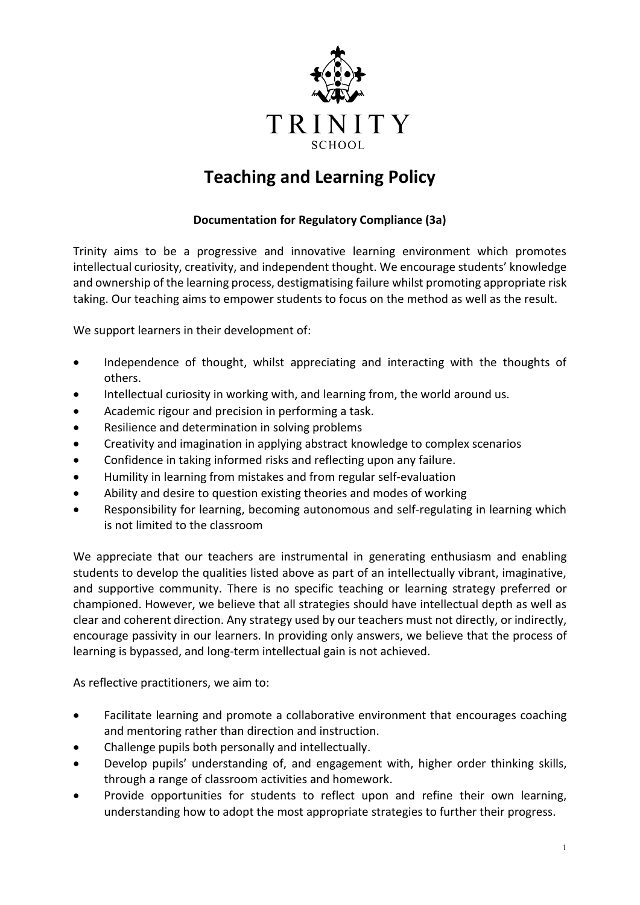TRINITY

SCHOOL

# Teaching and Learning Policy

**Documentation for Regulatory Compliance (3a)**

Trinity aims to be a progressive and innovative learning environment which promotes intellectual curiosity, creativity, and independent thought. We encourage students' knowledge and ownership of the learning process, destigmatising failure whilst promoting appropriate risk taking. Our teaching aims to empower students to focus on the method as well as the result.

We support learners in their development of:

- Independence of thought, whilst appreciating and interacting with the thoughts of others.
- Intellectual curiosity in working with, and learning from, the world around us.
- Academic rigour and precision in performing a task.
- Resilience and determination in solving problems
- Creativity and imagination in applying abstract knowledge to complex scenarios
- Confidence in taking informed risks and reflecting upon any failure.
- Humility in learning from mistakes and from regular self-evaluation
- Ability and desire to question existing theories and modes of working
- Responsibility for learning, becoming autonomous and self-regulating in learning which is not limited to the classroom

We appreciate that our teachers are instrumental in generating enthusiasm and enabling students to develop the qualities listed above as part of an intellectually vibrant, imaginative, and supportive community. There is no specific teaching or learning strategy preferred or championed. However, we believe that all strategies should have intellectual depth as well as clear and coherent direction. Any strategy used by our teachers must not directly, or indirectly, encourage passivity in our learners. In providing only answers, we believe that the process of learning is bypassed, and long-term intellectual gain is not achieved.

As reflective practitioners, we aim to:

- Facilitate learning and promote a collaborative environment that encourages coaching and mentoring rather than direction and instruction.
- Challenge pupils both personally and intellectually.
- Develop pupils' understanding of, and engagement with, higher order thinking skills, through a range of classroom activities and homework.
- Provide opportunities for students to reflect upon and refine their own learning, understanding how to adopt the most appropriate strategies to further their progress.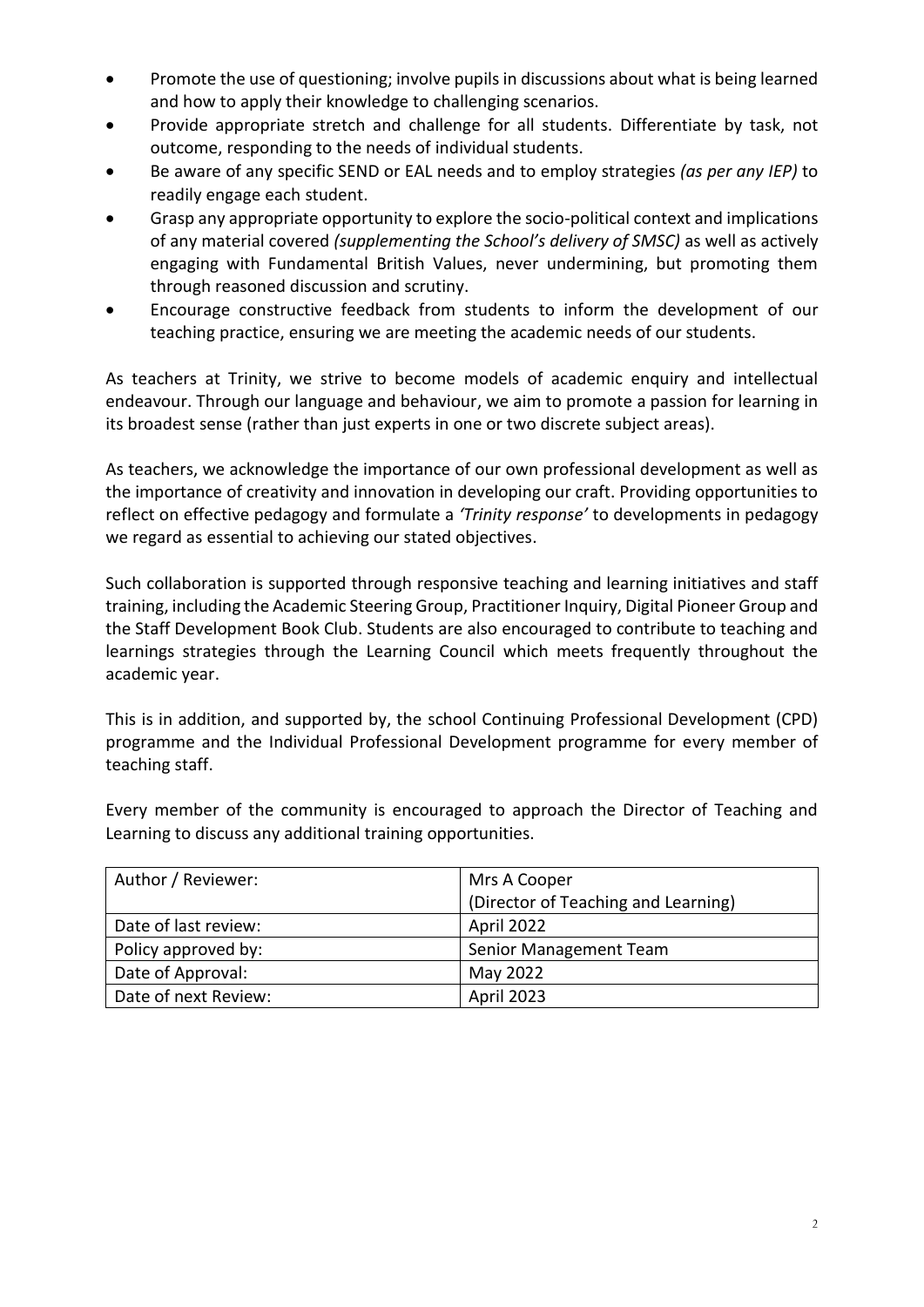- Promote the use of questioning; involve pupils in discussions about what is being learned and how to apply their knowledge to challenging scenarios.
- Provide appropriate stretch and challenge for all students. Differentiate by task, not outcome, responding to the needs of individual students.
- Be aware of any specific SEND or EAL needs and to employ strategies *(as per any IEP)* to readily engage each student.
- Grasp any appropriate opportunity to explore the socio-political context and implications of any material covered *(supplementing the School's delivery of SMSC)* as well as actively engaging with Fundamental British Values, never undermining, but promoting them through reasoned discussion and scrutiny.
- Encourage constructive feedback from students to inform the development of our teaching practice, ensuring we are meeting the academic needs of our students.

As teachers at Trinity, we strive to become models of academic enquiry and intellectual endeavour. Through our language and behaviour, we aim to promote a passion for learning in its broadest sense (rather than just experts in one or two discrete subject areas).

As teachers, we acknowledge the importance of our own professional development as well as the importance of creativity and innovation in developing our craft. Providing opportunities to reflect on effective pedagogy and formulate a *'Trinity response'* to developments in pedagogy we regard as essential to achieving our stated objectives.

Such collaboration is supported through responsive teaching and learning initiatives and staff training, including the Academic Steering Group, Practitioner Inquiry, Digital Pioneer Group and the Staff Development Book Club. Students are also encouraged to contribute to teaching and learnings strategies through the Learning Council which meets frequently throughout the academic year.

This is in addition, and supported by, the school Continuing Professional Development (CPD) programme and the Individual Professional Development programme for every member of teaching staff.

Every member of the community is encouraged to approach the Director of Teaching and Learning to discuss any additional training opportunities.

| | |
|---|---|
| Author / Reviewer: | Mrs A Cooper (Director of Teaching and Learning) |
| Date of last review: | April 2022 |
| Policy approved by: | Senior Management Team |
| Date of Approval: | May 2022 |
| Date of next Review: | April 2023 |